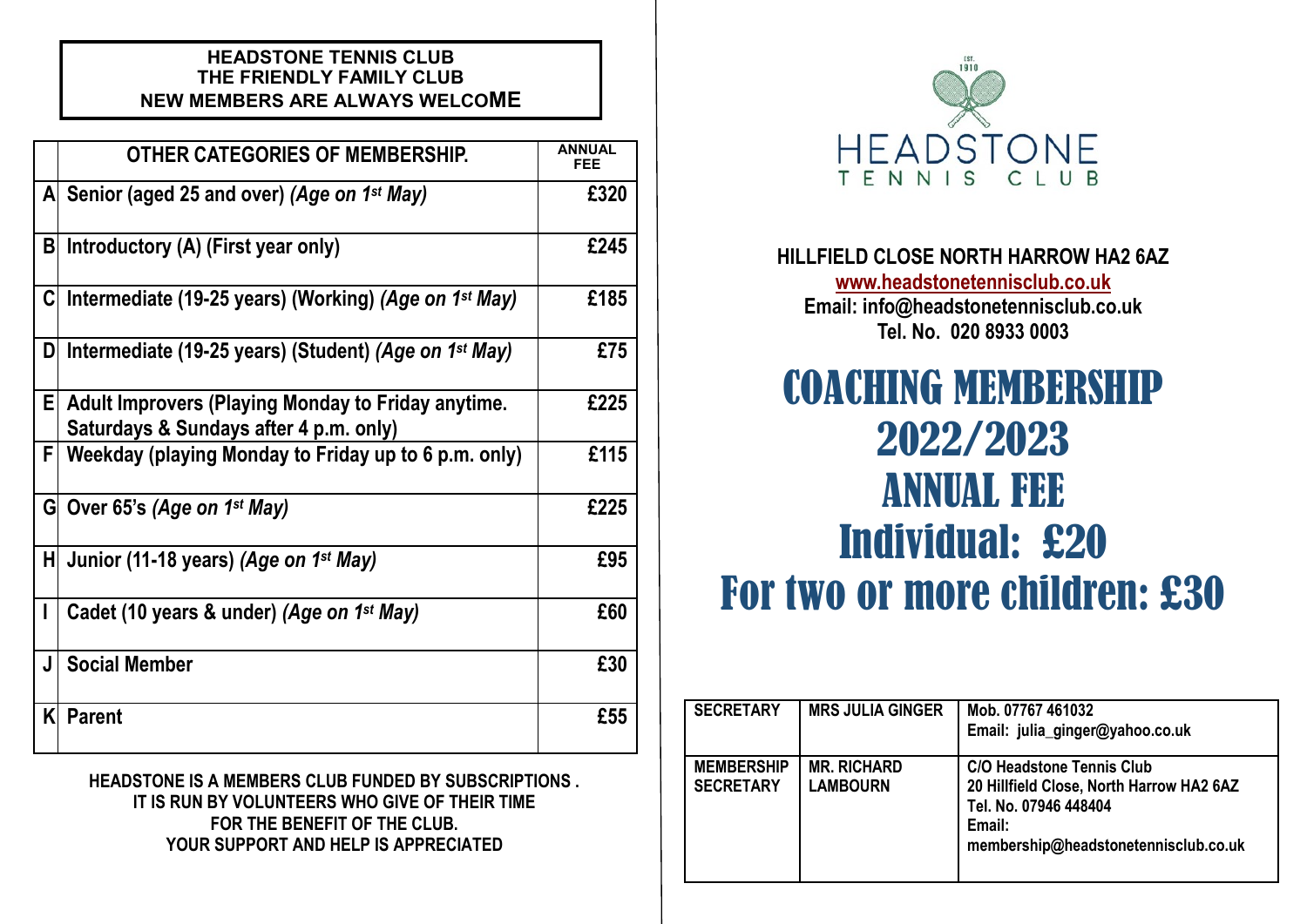**HEADSTONE TENNIS CLUB**
**THE FRIENDLY FAMILY CLUB**
**NEW MEMBERS ARE ALWAYS WELCOME**

| | OTHER CATEGORIES OF MEMBERSHIP. | ANNUAL FEE |
|---|---|---|
| A | Senior (aged 25 and over) *(Age on 1st May)* | £320 |
| B | Introductory (A) (First year only) | £245 |
| C | Intermediate (19-25 years) (Working) *(Age on 1st May)* | £185 |
| D | Intermediate (19-25 years) (Student) *(Age on 1st May)* | £75 |
| E | Adult Improvers (Playing Monday to Friday anytime. Saturdays & Sundays after 4 p.m. only) | £225 |
| F | Weekday (playing Monday to Friday up to 6 p.m. only) | £115 |
| G | Over 65's *(Age on 1st May)* | £225 |
| H | Junior (11-18 years) *(Age on 1st May)* | £95 |
| I | Cadet (10 years & under) *(Age on 1st May)* | £60 |
| J | Social Member | £30 |
| K | Parent | £55 |

**HEADSTONE IS A MEMBERS CLUB FUNDED BY SUBSCRIPTIONS .**
**IT IS RUN BY VOLUNTEERS WHO GIVE OF THEIR TIME**
**FOR THE BENEFIT OF THE CLUB.**
**YOUR SUPPORT AND HELP IS APPRECIATED**

EST. 1910
HEADSTONE
TENNIS CLUB

**HILLFIELD CLOSE NORTH HARROW HA2 6AZ**
**www.headstonetennisclub.co.uk**
**Email: info@headstonetennisclub.co.uk**
**Tel. No. 020 8933 0003**

# COACHING MEMBERSHIP 2022/2023 ANNUAL FEE

# Individual: £20

# For two or more children: £30

| SECRETARY | MRS JULIA GINGER | Mob. 07767 461032<br>Email: julia_ginger@yahoo.co.uk |
|---|---|---|
| MEMBERSHIP SECRETARY | MR. RICHARD LAMBOURN | C/O Headstone Tennis Club<br>20 Hillfield Close, North Harrow HA2 6AZ<br>Tel. No. 07946 448404<br>Email: membership@headstonetennisclub.co.uk |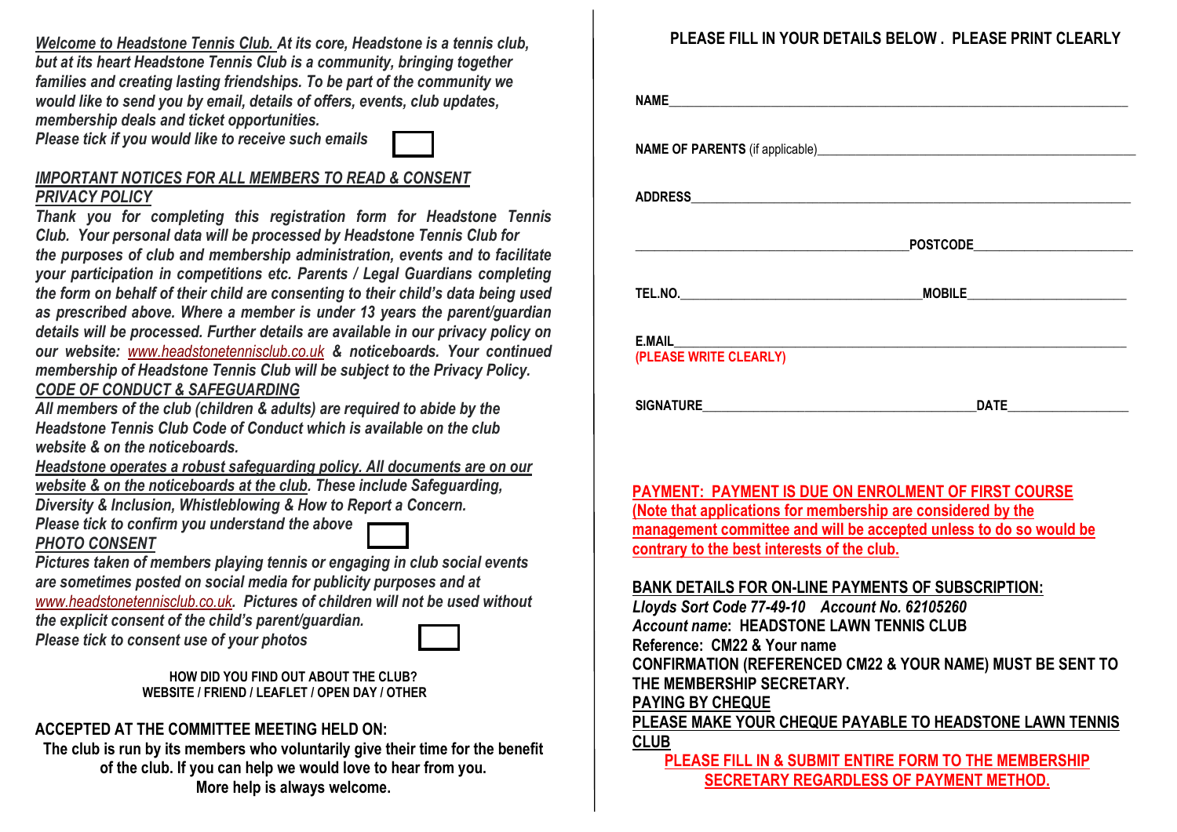*Welcome to Headstone Tennis Club. At its core, Headstone is a tennis club, but at its heart Headstone Tennis Club is a community, bringing together families and creating lasting friendships. To be part of the community we would like to send you by email, details of offers, events, club updates, membership deals and ticket opportunities.*

*Please tick if you would like to receive such emails* ☐

***IMPORTANT NOTICES FOR ALL MEMBERS TO READ & CONSENT***

***PRIVACY POLICY***

*Thank you for completing this registration form for Headstone Tennis Club. Your personal data will be processed by Headstone Tennis Club for the purposes of club and membership administration, events and to facilitate your participation in competitions etc. Parents / Legal Guardians completing the form on behalf of their child are consenting to their child's data being used as prescribed above. Where a member is under 13 years the parent/guardian details will be processed. Further details are available in our privacy policy on our website: www.headstonetennisclub.co.uk & noticeboards. Your continued membership of Headstone Tennis Club will be subject to the Privacy Policy.*

***CODE OF CONDUCT & SAFEGUARDING***

*All members of the club (children & adults) are required to abide by the Headstone Tennis Club Code of Conduct which is available on the club website & on the noticeboards.*

*Headstone operates a robust safeguarding policy. All documents are on our website & on the noticeboards at the club. These include Safeguarding, Diversity & Inclusion, Whistleblowing & How to Report a Concern.*

*Please tick to confirm you understand the above* ☐

***PHOTO CONSENT***

*Pictures taken of members playing tennis or engaging in club social events are sometimes posted on social media for publicity purposes and at www.headstonetennisclub.co.uk. Pictures of children will not be used without the explicit consent of the child's parent/guardian.*

*Please tick to consent use of your photos* ☐

**HOW DID YOU FIND OUT ABOUT THE CLUB?**
**WEBSITE / FRIEND / LEAFLET / OPEN DAY / OTHER**

**ACCEPTED AT THE COMMITTEE MEETING HELD ON:**

**The club is run by its members who voluntarily give their time for the benefit of the club. If you can help we would love to hear from you. More help is always welcome.**

**PLEASE FILL IN YOUR DETAILS BELOW . PLEASE PRINT CLEARLY**

**NAME**\_\_\_\_\_\_\_\_\_\_\_\_\_\_\_\_\_\_\_\_\_\_\_\_\_\_\_\_\_\_\_\_\_\_\_\_\_\_

**NAME OF PARENTS** (if applicable)\_\_\_\_\_\_\_\_\_\_\_\_\_\_\_\_\_\_\_\_\_\_\_\_\_\_\_\_

**ADDRESS**\_\_\_\_\_\_\_\_\_\_\_\_\_\_\_\_\_\_\_\_\_\_\_\_\_\_\_\_\_\_\_\_\_\_\_\_\_\_

\_\_\_\_\_\_\_\_\_\_\_\_\_\_\_\_\_\_\_\_\_\_\_\_\_\_**POSTCODE**\_\_\_\_\_\_\_\_\_\_\_\_\_\_\_

**TEL.NO.**\_\_\_\_\_\_\_\_\_\_\_\_\_\_\_\_\_\_\_\_\_\_\_\_**MOBILE**\_\_\_\_\_\_\_\_\_\_\_\_\_\_\_

**E.MAIL**\_\_\_\_\_\_\_\_\_\_\_\_\_\_\_\_\_\_\_\_\_\_\_\_\_\_\_\_\_\_\_\_\_\_\_\_\_\_
**(PLEASE WRITE CLEARLY)**

**SIGNATURE**\_\_\_\_\_\_\_\_\_\_\_\_\_\_\_\_\_\_\_\_\_\_\_\_\_\_**DATE**\_\_\_\_\_\_\_\_\_\_\_\_

**PAYMENT: PAYMENT IS DUE ON ENROLMENT OF FIRST COURSE (Note that applications for membership are considered by the management committee and will be accepted unless to do so would be contrary to the best interests of the club.**

**BANK DETAILS FOR ON-LINE PAYMENTS OF SUBSCRIPTION:**

*Lloyds Sort Code 77-49-10 Account No. 62105260*

*Account name*: **HEADSTONE LAWN TENNIS CLUB**

**Reference: CM22 & Your name**

**CONFIRMATION (REFERENCED CM22 & YOUR NAME) MUST BE SENT TO THE MEMBERSHIP SECRETARY.**

**PAYING BY CHEQUE**

**PLEASE MAKE YOUR CHEQUE PAYABLE TO HEADSTONE LAWN TENNIS CLUB**

**PLEASE FILL IN & SUBMIT ENTIRE FORM TO THE MEMBERSHIP SECRETARY REGARDLESS OF PAYMENT METHOD.**